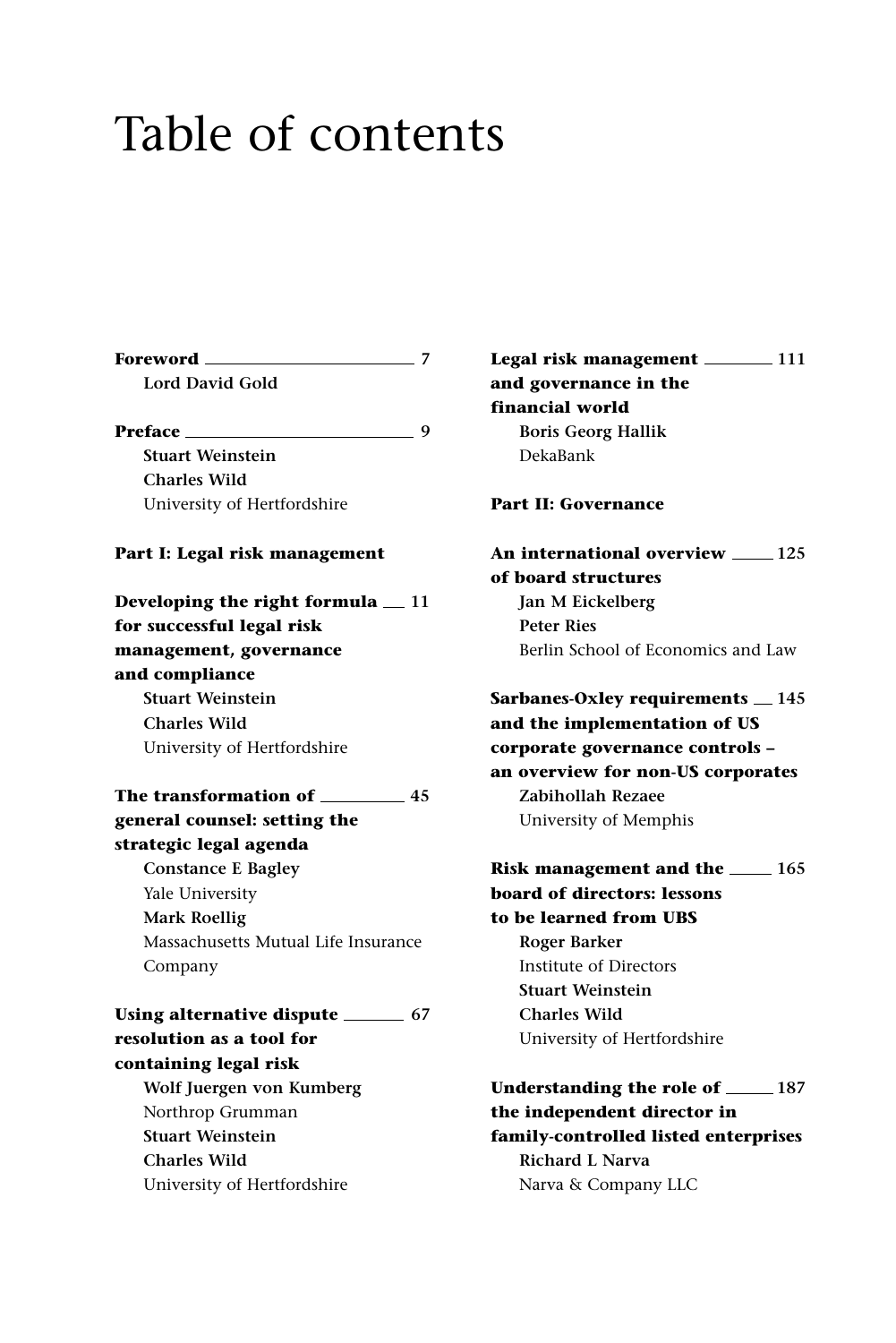# Table of contents

**Foreword** 7
Lord David Gold

**Preface** 9
Stuart Weinstein
Charles Wild
University of Hertfordshire

**Part I: Legal risk management**

**Developing the right formula for successful legal risk management, governance and compliance** 11
Stuart Weinstein
Charles Wild
University of Hertfordshire

**The transformation of general counsel: setting the strategic legal agenda** 45
Constance E Bagley
Yale University
Mark Roellig
Massachusetts Mutual Life Insurance Company

**Using alternative dispute resolution as a tool for containing legal risk** 67
Wolf Juergen von Kumberg
Northrop Grumman
Stuart Weinstein
Charles Wild
University of Hertfordshire

**Legal risk management and governance in the financial world** 111
Boris Georg Hallik
DekaBank

**Part II: Governance**

**An international overview of board structures** 125
Jan M Eickelberg
Peter Ries
Berlin School of Economics and Law

**Sarbanes-Oxley requirements and the implementation of US corporate governance controls – an overview for non-US corporates** 145
Zabihollah Rezaee
University of Memphis

**Risk management and the board of directors: lessons to be learned from UBS** 165
Roger Barker
Institute of Directors
Stuart Weinstein
Charles Wild
University of Hertfordshire

**Understanding the role of the independent director in family-controlled listed enterprises** 187
Richard L Narva
Narva & Company LLC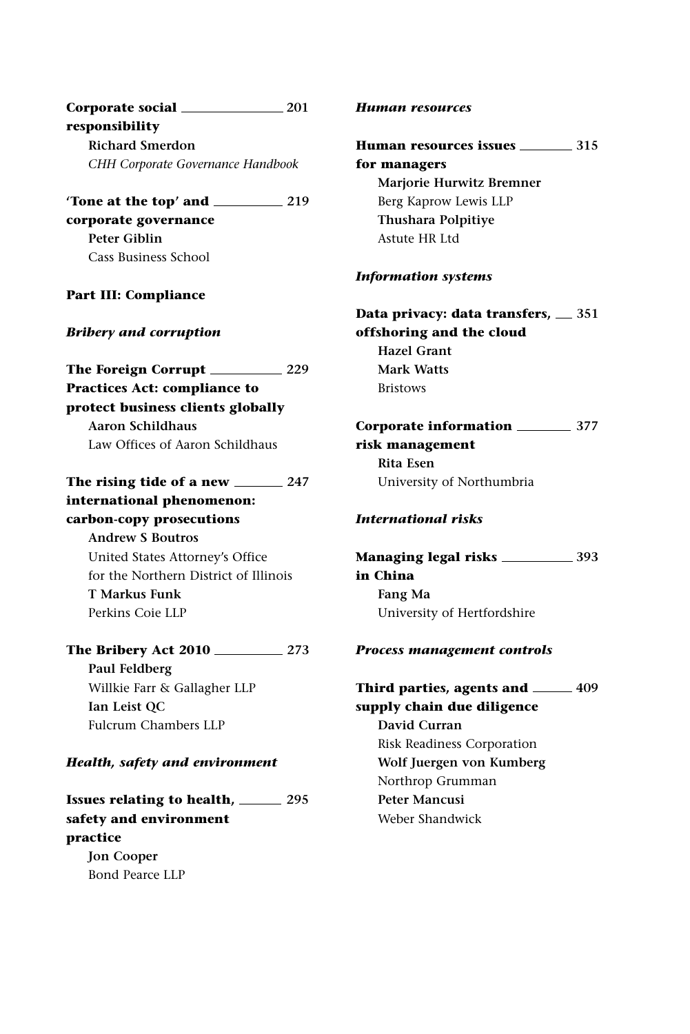**Corporate social responsibility** — 201
**Richard Smerdon**
*CHH Corporate Governance Handbook*

**'Tone at the top' and corporate governance** — 219
**Peter Giblin**
Cass Business School

**Part III: Compliance**

***Bribery and corruption***

**The Foreign Corrupt Practices Act: compliance to protect business clients globally** — 229
**Aaron Schildhaus**
Law Offices of Aaron Schildhaus

**The rising tide of a new international phenomenon: carbon-copy prosecutions** — 247
**Andrew S Boutros**
United States Attorney's Office for the Northern District of Illinois
**T Markus Funk**
Perkins Coie LLP

**The Bribery Act 2010** — 273
**Paul Feldberg**
Willkie Farr & Gallagher LLP
**Ian Leist QC**
Fulcrum Chambers LLP

***Health, safety and environment***

**Issues relating to health, safety and environment practice** — 295
**Jon Cooper**
Bond Pearce LLP

***Human resources***

**Human resources issues for managers** — 315
**Marjorie Hurwitz Bremner**
Berg Kaprow Lewis LLP
**Thushara Polpitiye**
Astute HR Ltd

***Information systems***

**Data privacy: data transfers, offshoring and the cloud** — 351
**Hazel Grant**
**Mark Watts**
Bristows

**Corporate information risk management** — 377
**Rita Esen**
University of Northumbria

***International risks***

**Managing legal risks in China** — 393
**Fang Ma**
University of Hertfordshire

***Process management controls***

**Third parties, agents and supply chain due diligence** — 409
**David Curran**
Risk Readiness Corporation
**Wolf Juergen von Kumberg**
Northrop Grumman
**Peter Mancusi**
Weber Shandwick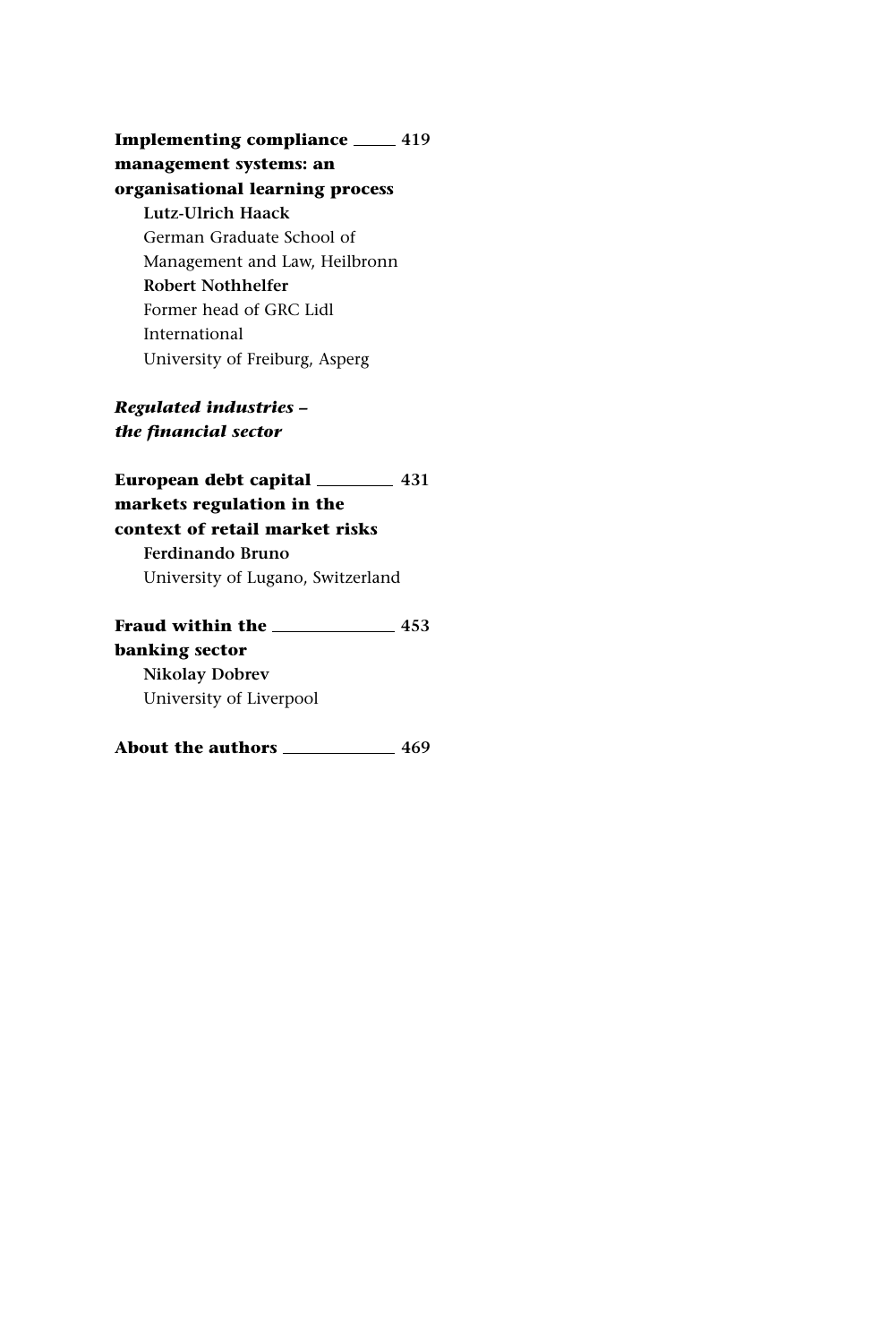**Implementing compliance management systems: an organisational learning process** — 419

**Lutz-Ulrich Haack**
German Graduate School of Management and Law, Heilbronn
**Robert Nothhelfer**
Former head of GRC Lidl International
University of Freiburg, Asperg

***Regulated industries – the financial sector***

**European debt capital markets regulation in the context of retail market risks** — 431

**Ferdinando Bruno**
University of Lugano, Switzerland

**Fraud within the banking sector** — 453

**Nikolay Dobrev**
University of Liverpool

**About the authors** — 469